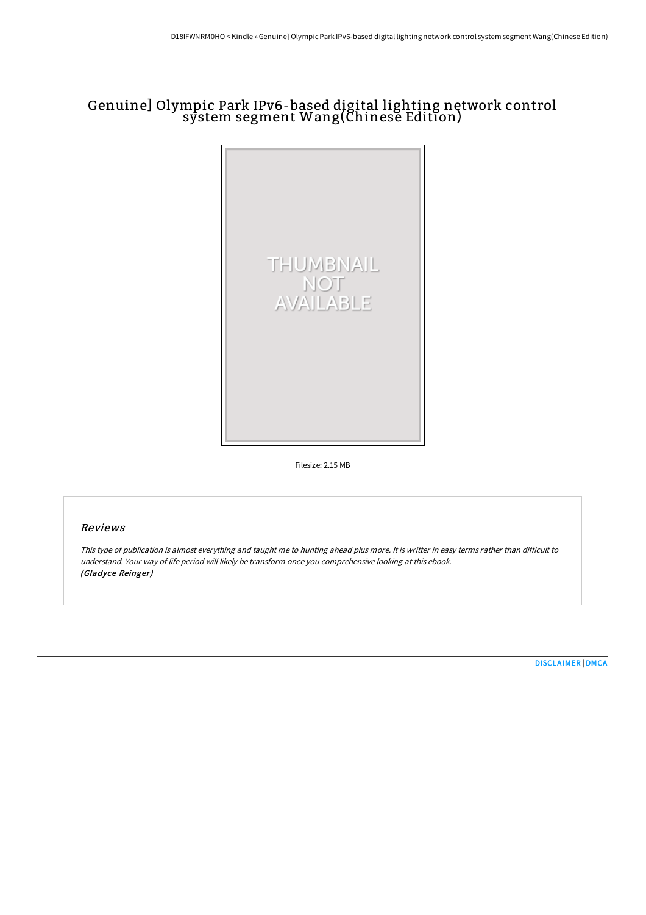# Genuine] Olympic Park IPv6-based digital lighting network control system segment Wang(Chinese Edition)

Filesize: 2.15 MB

## Reviews

*This type of publication is almost everything and taught me to hunting ahead plus more. It is writter in easy terms rather than difficult to understand. Your way of life period will likely be transform once you comprehensive looking at this ebook.*
*(Gladyce Reinger)*

DISCLAIMER | DMCA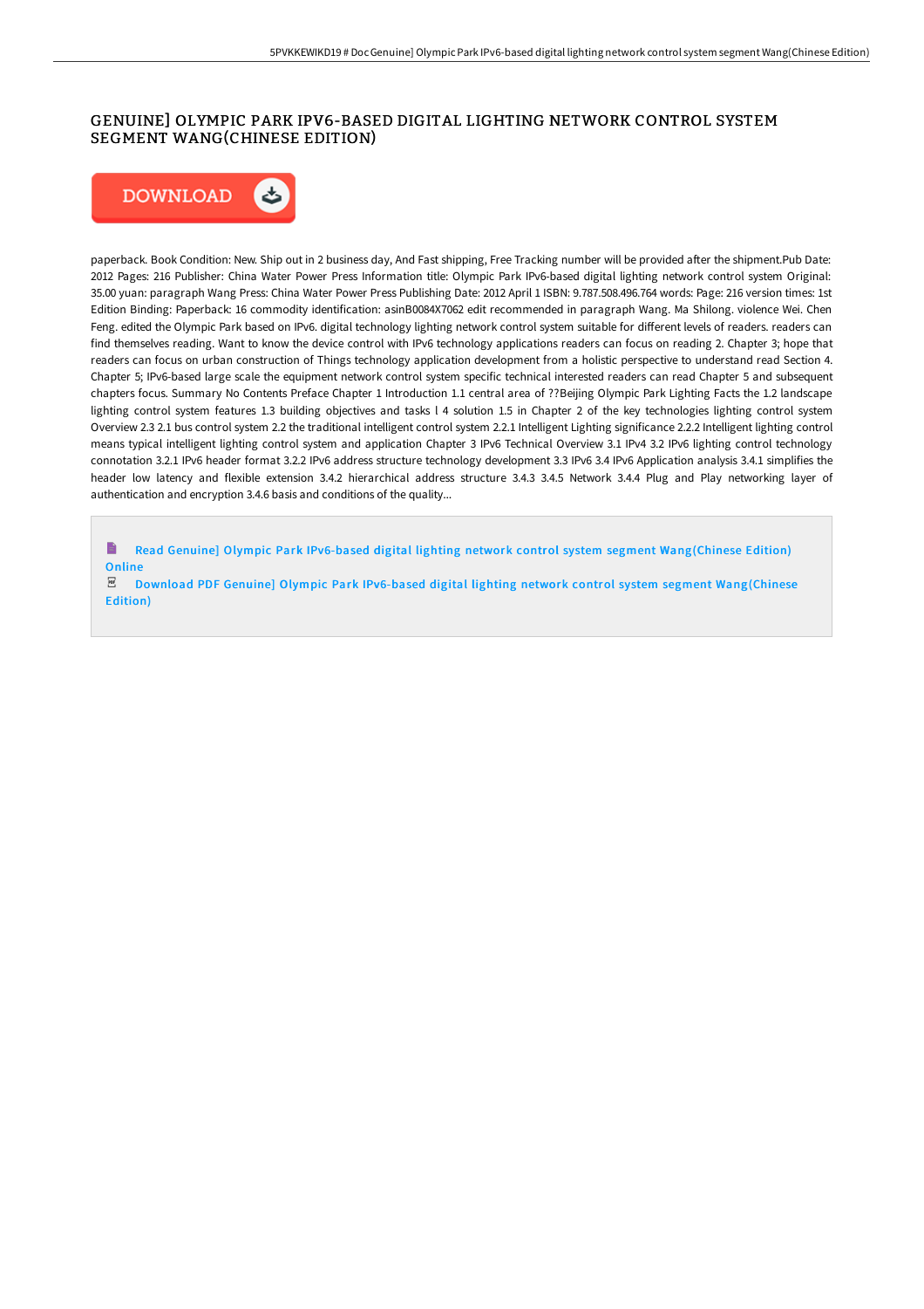# GENUINE] OLYMPIC PARK IPV6-BASED DIGITAL LIGHTING NETWORK CONTROL SYSTEM SEGMENT WANG(CHINESE EDITION)

DOWNLOAD

paperback. Book Condition: New. Ship out in 2 business day, And Fast shipping, Free Tracking number will be provided after the shipment.Pub Date: 2012 Pages: 216 Publisher: China Water Power Press Information title: Olympic Park IPv6-based digital lighting network control system Original: 35.00 yuan: paragraph Wang Press: China Water Power Press Publishing Date: 2012 April 1 ISBN: 9.787.508.496.764 words: Page: 216 version times: 1st Edition Binding: Paperback: 16 commodity identification: asinB0084X7062 edit recommended in paragraph Wang. Ma Shilong. violence Wei. Chen Feng. edited the Olympic Park based on IPv6. digital technology lighting network control system suitable for different levels of readers. readers can find themselves reading. Want to know the device control with IPv6 technology applications readers can focus on reading 2. Chapter 3; hope that readers can focus on urban construction of Things technology application development from a holistic perspective to understand read Section 4. Chapter 5; IPv6-based large scale the equipment network control system specific technical interested readers can read Chapter 5 and subsequent chapters focus. Summary No Contents Preface Chapter 1 Introduction 1.1 central area of ??Beijing Olympic Park Lighting Facts the 1.2 landscape lighting control system features 1.3 building objectives and tasks l 4 solution 1.5 in Chapter 2 of the key technologies lighting control system Overview 2.3 2.1 bus control system 2.2 the traditional intelligent control system 2.2.1 Intelligent Lighting significance 2.2.2 Intelligent lighting control means typical intelligent lighting control system and application Chapter 3 IPv6 Technical Overview 3.1 IPv4 3.2 IPv6 lighting control technology connotation 3.2.1 IPv6 header format 3.2.2 IPv6 address structure technology development 3.3 IPv6 3.4 IPv6 Application analysis 3.4.1 simplifies the header low latency and flexible extension 3.4.2 hierarchical address structure 3.4.3 3.4.5 Network 3.4.4 Plug and Play networking layer of authentication and encryption 3.4.6 basis and conditions of the quality...

Read Genuine] Olympic Park IPv6-based digital lighting network control system segment Wang(Chinese Edition) Online

Download PDF Genuine] Olympic Park IPv6-based digital lighting network control system segment Wang(Chinese Edition)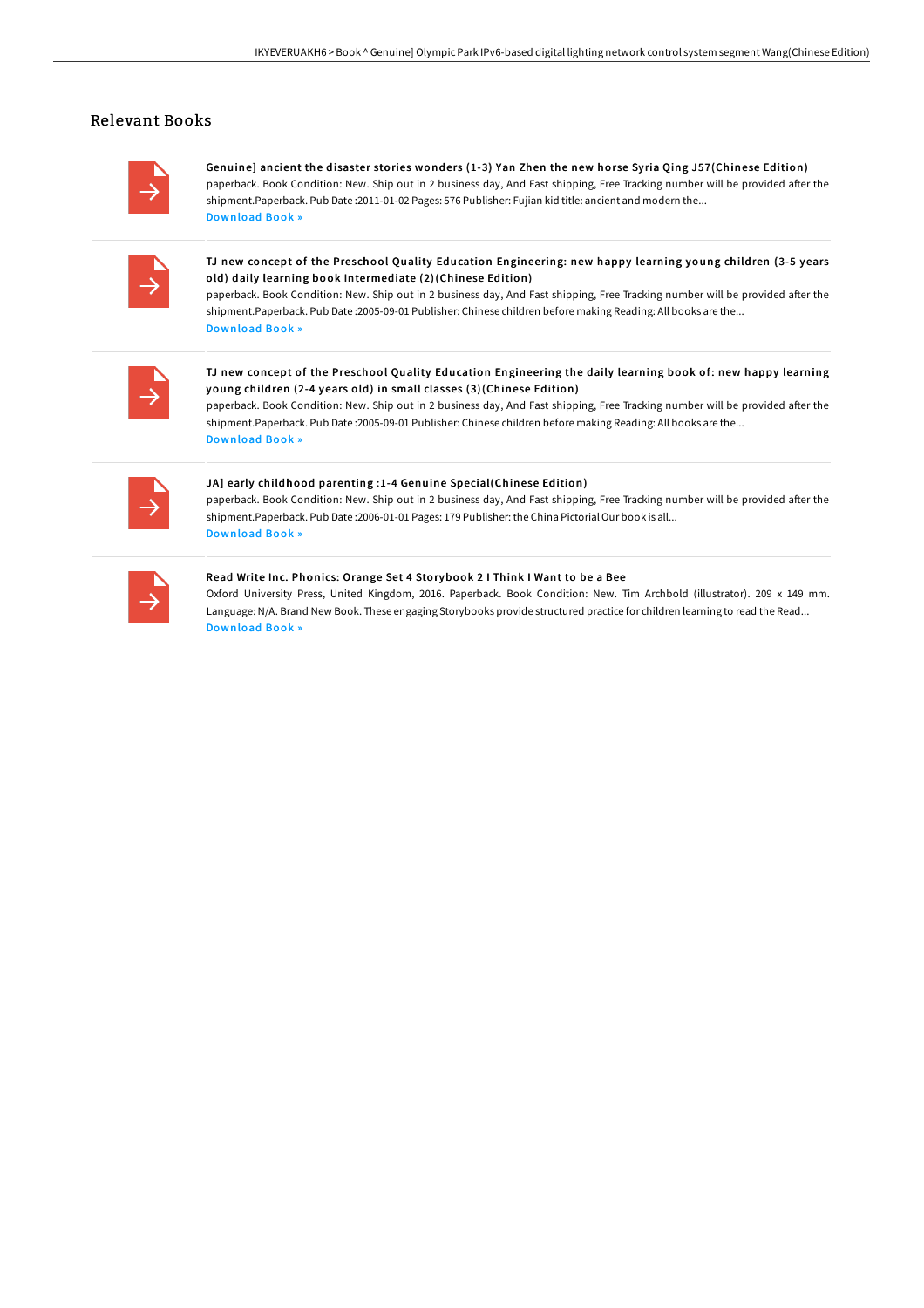## Relevant Books

**Genuine] ancient the disaster stories wonders (1-3) Yan Zhen the new horse Syria Qing J57(Chinese Edition)**

paperback. Book Condition: New. Ship out in 2 business day, And Fast shipping, Free Tracking number will be provided after the shipment.Paperback. Pub Date :2011-01-02 Pages: 576 Publisher: Fujian kid title: ancient and modern the...

Download Book »

**TJ new concept of the Preschool Quality Education Engineering: new happy learning young children (3-5 years old) daily learning book Intermediate (2)(Chinese Edition)**

paperback. Book Condition: New. Ship out in 2 business day, And Fast shipping, Free Tracking number will be provided after the shipment.Paperback. Pub Date :2005-09-01 Publisher: Chinese children before making Reading: All books are the...

Download Book »

**TJ new concept of the Preschool Quality Education Engineering the daily learning book of: new happy learning young children (2-4 years old) in small classes (3)(Chinese Edition)**

paperback. Book Condition: New. Ship out in 2 business day, And Fast shipping, Free Tracking number will be provided after the shipment.Paperback. Pub Date :2005-09-01 Publisher: Chinese children before making Reading: All books are the...

Download Book »

**JA] early childhood parenting :1-4 Genuine Special(Chinese Edition)**

paperback. Book Condition: New. Ship out in 2 business day, And Fast shipping, Free Tracking number will be provided after the shipment.Paperback. Pub Date :2006-01-01 Pages: 179 Publisher: the China Pictorial Our book is all...

Download Book »

**Read Write Inc. Phonics: Orange Set 4 Storybook 2 I Think I Want to be a Bee**

Oxford University Press, United Kingdom, 2016. Paperback. Book Condition: New. Tim Archbold (illustrator). 209 x 149 mm. Language: N/A. Brand New Book. These engaging Storybooks provide structured practice for children learning to read the Read...

Download Book »